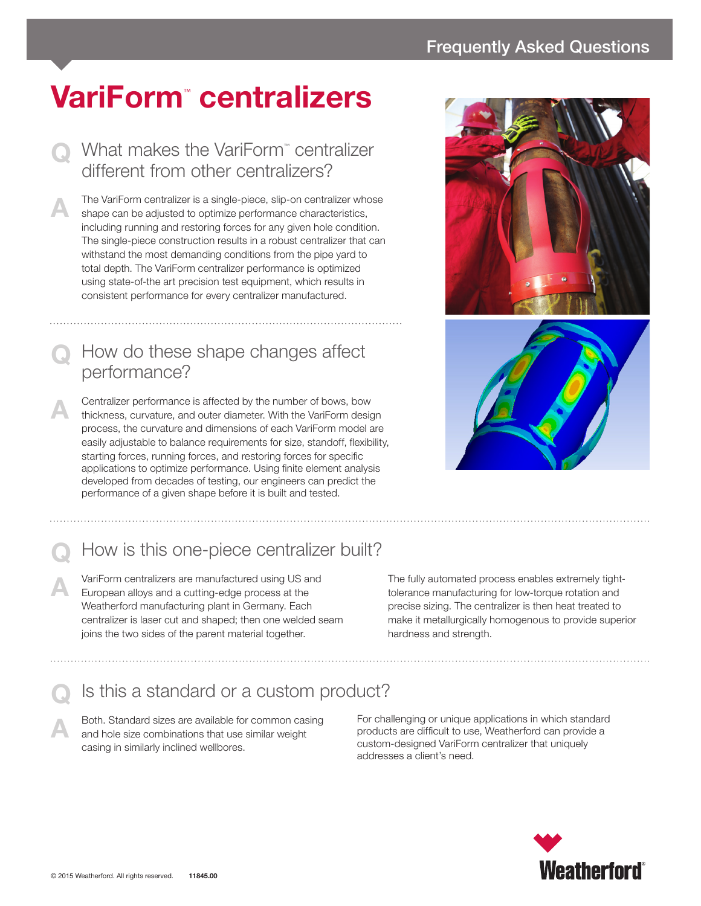# VariForm™ centralizers

## Q What makes the VariForm™ centralizer different from other centralizers?

**A** The VariForm centralizer is a single-piece, slip-on centralizer whose shape can be adjusted to optimize performance characteristics, including running and restoring forces for any given hole condition. The single-piece construction results in a robust centralizer that can withstand the most demanding conditions from the pipe yard to total depth. The VariForm centralizer performance is optimized using state-of-the art precision test equipment, which results in consistent performance for every centralizer manufactured.

## Q How do these shape changes affect performance?

**A** Centralizer performance is affected by the number of bows, bow thickness, curvature, and outer diameter. With the VariForm design process, the curvature and dimensions of each VariForm model are easily adjustable to balance requirements for size, standoff, flexibility, starting forces, running forces, and restoring forces for specific applications to optimize performance. Using finite element analysis developed from decades of testing, our engineers can predict the performance of a given shape before it is built and tested.

## Q How is this one-piece centralizer built?

**A** VariForm centralizers are manufactured using US and European alloys and a cutting-edge process at the Weatherford manufacturing plant in Germany. Each centralizer is laser cut and shaped; then one welded seam joins the two sides of the parent material together.

The fully automated process enables extremely tight-tolerance manufacturing for low-torque rotation and precise sizing. The centralizer is then heat treated to make it metallurgically homogenous to provide superior hardness and strength.

## Q Is this a standard or a custom product?

**A** Both. Standard sizes are available for common casing and hole size combinations that use similar weight casing in similarly inclined wellbores.

For challenging or unique applications in which standard products are difficult to use, Weatherford can provide a custom-designed VariForm centralizer that uniquely addresses a client's need.

© 2015 Weatherford. All rights reserved. 11845.00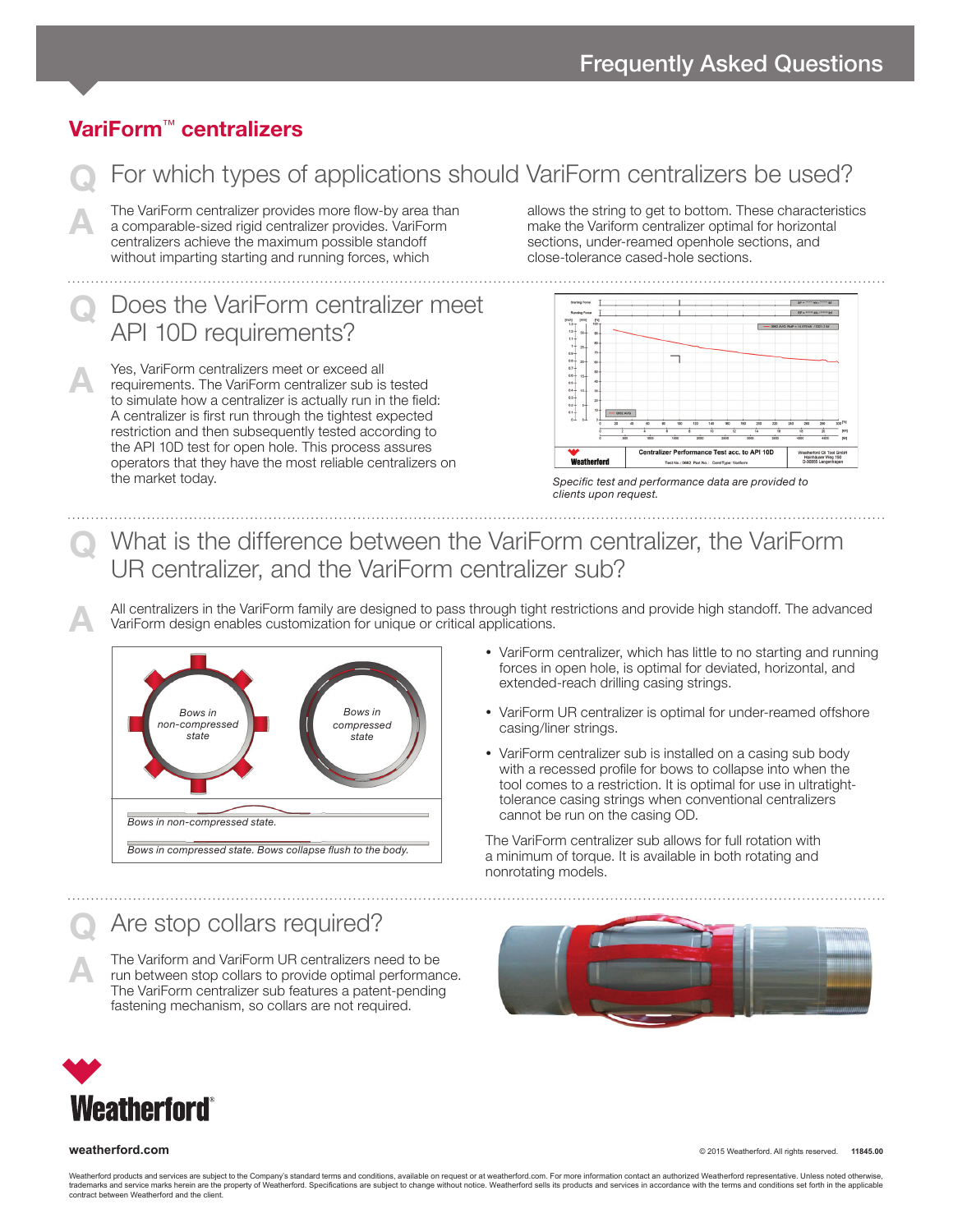# Frequently Asked Questions

## VariForm™ centralizers

### Q For which types of applications should VariForm centralizers be used?

**A** The VariForm centralizer provides more flow-by area than a comparable-sized rigid centralizer provides. VariForm centralizers achieve the maximum possible standoff without imparting starting and running forces, which allows the string to get to bottom. These characteristics make the Variform centralizer optimal for horizontal sections, under-reamed openhole sections, and close-tolerance cased-hole sections.

### Q Does the VariForm centralizer meet API 10D requirements?

**A** Yes, VariForm centralizers meet or exceed all requirements. The VariForm centralizer sub is tested to simulate how a centralizer is actually run in the field: A centralizer is first run through the tightest expected restriction and then subsequently tested according to the API 10D test for open hole. This process assures operators that they have the most reliable centralizers on the market today.

Centralizer Performance Test acc. to API 10D

*Specific test and performance data are provided to clients upon request.*

### Q What is the difference between the VariForm centralizer, the VariForm UR centralizer, and the VariForm centralizer sub?

**A** All centralizers in the VariForm family are designed to pass through tight restrictions and provide high standoff. The advanced VariForm design enables customization for unique or critical applications.

Bows in non-compressed state

Bows in compressed state

*Bows in non-compressed state.*

*Bows in compressed state. Bows collapse flush to the body.*

- VariForm centralizer, which has little to no starting and running forces in open hole, is optimal for deviated, horizontal, and extended-reach drilling casing strings.
- VariForm UR centralizer is optimal for under-reamed offshore casing/liner strings.
- VariForm centralizer sub is installed on a casing sub body with a recessed profile for bows to collapse into when the tool comes to a restriction. It is optimal for use in ultratight-tolerance casing strings when conventional centralizers cannot be run on the casing OD.

The VariForm centralizer sub allows for full rotation with a minimum of torque. It is available in both rotating and nonrotating models.

### Q Are stop collars required?

**A** The Variform and VariForm UR centralizers need to be run between stop collars to provide optimal performance. The VariForm centralizer sub features a patent-pending fastening mechanism, so collars are not required.

Weatherford®

weatherford.com

© 2015 Weatherford. All rights reserved. 11845.00

Weatherford products and services are subject to the Company's standard terms and conditions, available on request or at weatherford.com. For more information contact an authorized Weatherford representative. Unless noted otherwise, trademarks and service marks herein are the property of Weatherford. Specifications are subject to change without notice. Weatherford sells its products and services in accordance with the terms and conditions set forth in the applicable contract between Weatherford and the client.